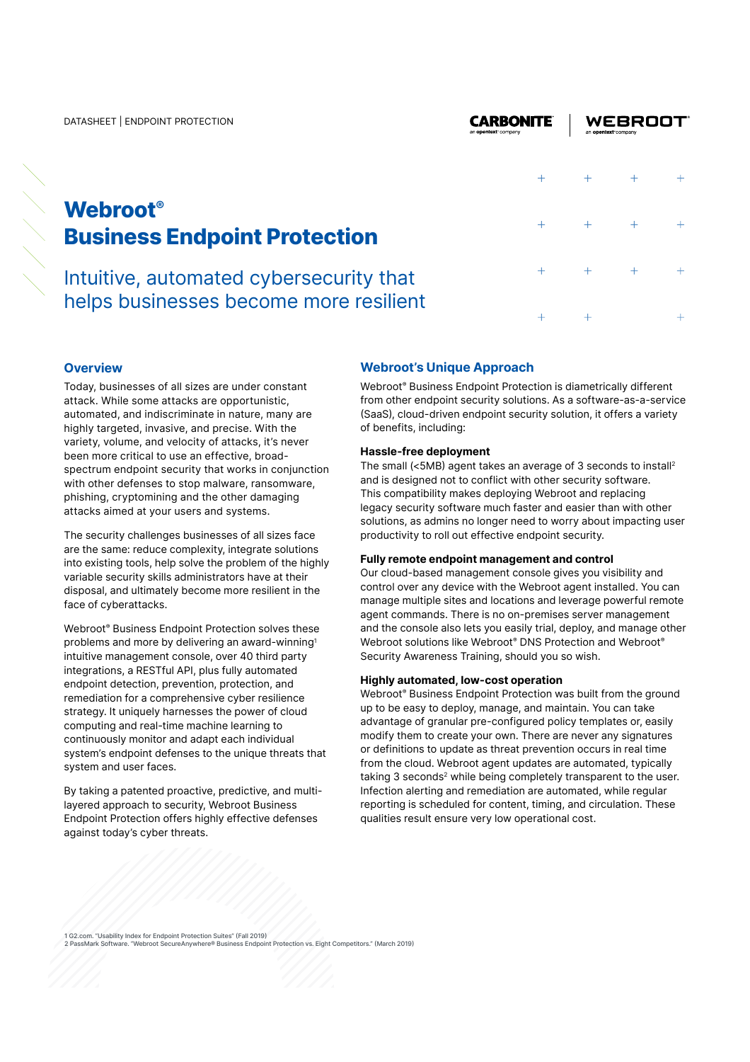DATASHEET | ENDPOINT PROTECTION

# Webroot® Business Endpoint Protection

## Intuitive, automated cybersecurity that helps businesses become more resilient

### Overview

Today, businesses of all sizes are under constant attack. While some attacks are opportunistic, automated, and indiscriminate in nature, many are highly targeted, invasive, and precise. With the variety, volume, and velocity of attacks, it's never been more critical to use an effective, broad-spectrum endpoint security that works in conjunction with other defenses to stop malware, ransomware, phishing, cryptomining and the other damaging attacks aimed at your users and systems.

The security challenges businesses of all sizes face are the same: reduce complexity, integrate solutions into existing tools, help solve the problem of the highly variable security skills administrators have at their disposal, and ultimately become more resilient in the face of cyberattacks.

Webroot® Business Endpoint Protection solves these problems and more by delivering an award-winning[1] intuitive management console, over 40 third party integrations, a RESTful API, plus fully automated endpoint detection, prevention, protection, and remediation for a comprehensive cyber resilience strategy. It uniquely harnesses the power of cloud computing and real-time machine learning to continuously monitor and adapt each individual system's endpoint defenses to the unique threats that system and user faces.

By taking a patented proactive, predictive, and multi-layered approach to security, Webroot Business Endpoint Protection offers highly effective defenses against today's cyber threats.

### Webroot's Unique Approach

Webroot® Business Endpoint Protection is diametrically different from other endpoint security solutions. As a software-as-a-service (SaaS), cloud-driven endpoint security solution, it offers a variety of benefits, including:

#### Hassle-free deployment

The small (<5MB) agent takes an average of 3 seconds to install[2] and is designed not to conflict with other security software. This compatibility makes deploying Webroot and replacing legacy security software much faster and easier than with other solutions, as admins no longer need to worry about impacting user productivity to roll out effective endpoint security.

#### Fully remote endpoint management and control

Our cloud-based management console gives you visibility and control over any device with the Webroot agent installed. You can manage multiple sites and locations and leverage powerful remote agent commands. There is no on-premises server management and the console also lets you easily trial, deploy, and manage other Webroot solutions like Webroot® DNS Protection and Webroot® Security Awareness Training, should you so wish.

#### Highly automated, low-cost operation

Webroot® Business Endpoint Protection was built from the ground up to be easy to deploy, manage, and maintain. You can take advantage of granular pre-configured policy templates or, easily modify them to create your own. There are never any signatures or definitions to update as threat prevention occurs in real time from the cloud. Webroot agent updates are automated, typically taking 3 seconds[2] while being completely transparent to the user. Infection alerting and remediation are automated, while regular reporting is scheduled for content, timing, and circulation. These qualities result ensure very low operational cost.

1 G2.com. "Usability Index for Endpoint Protection Suites" (Fall 2019)
2 PassMark Software. "Webroot SecureAnywhere® Business Endpoint Protection vs. Eight Competitors." (March 2019)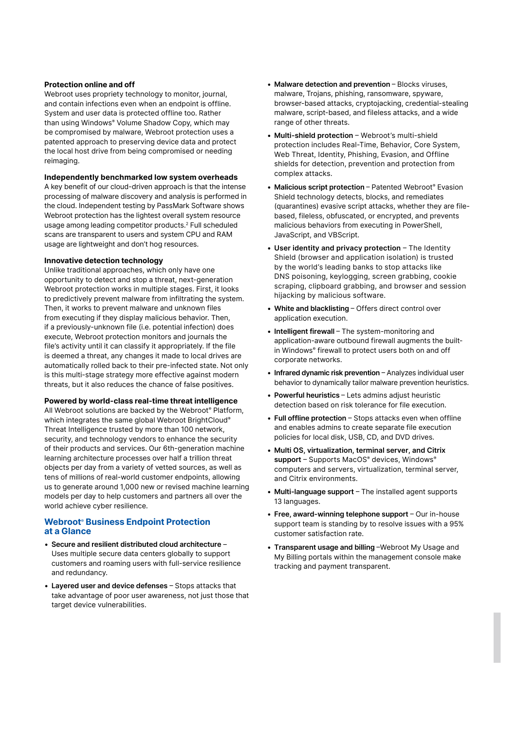### Protection online and off

Webroot uses propriety technology to monitor, journal, and contain infections even when an endpoint is offline. System and user data is protected offline too. Rather than using Windows® Volume Shadow Copy, which may be compromised by malware, Webroot protection uses a patented approach to preserving device data and protect the local host drive from being compromised or needing reimaging.

### Independently benchmarked low system overheads

A key benefit of our cloud-driven approach is that the intense processing of malware discovery and analysis is performed in the cloud. Independent testing by PassMark Software shows Webroot protection has the lightest overall system resource usage among leading competitor products.[2] Full scheduled scans are transparent to users and system CPU and RAM usage are lightweight and don't hog resources.

### Innovative detection technology

Unlike traditional approaches, which only have one opportunity to detect and stop a threat, next-generation Webroot protection works in multiple stages. First, it looks to predictively prevent malware from infiltrating the system. Then, it works to prevent malware and unknown files from executing if they display malicious behavior. Then, if a previously-unknown file (i.e. potential infection) does execute, Webroot protection monitors and journals the file's activity until it can classify it appropriately. If the file is deemed a threat, any changes it made to local drives are automatically rolled back to their pre-infected state. Not only is this multi-stage strategy more effective against modern threats, but it also reduces the chance of false positives.

### Powered by world-class real-time threat intelligence

All Webroot solutions are backed by the Webroot® Platform, which integrates the same global Webroot BrightCloud® Threat Intelligence trusted by more than 100 network, security, and technology vendors to enhance the security of their products and services. Our 6th-generation machine learning architecture processes over half a trillion threat objects per day from a variety of vetted sources, as well as tens of millions of real-world customer endpoints, allowing us to generate around 1,000 new or revised machine learning models per day to help customers and partners all over the world achieve cyber resilience.

## Webroot® Business Endpoint Protection at a Glance

- **Secure and resilient distributed cloud architecture** – Uses multiple secure data centers globally to support customers and roaming users with full-service resilience and redundancy.
- **Layered user and device defenses** – Stops attacks that take advantage of poor user awareness, not just those that target device vulnerabilities.
- **Malware detection and prevention** – Blocks viruses, malware, Trojans, phishing, ransomware, spyware, browser-based attacks, cryptojacking, credential-stealing malware, script-based, and fileless attacks, and a wide range of other threats.
- **Multi-shield protection** – Webroot's multi-shield protection includes Real-Time, Behavior, Core System, Web Threat, Identity, Phishing, Evasion, and Offline shields for detection, prevention and protection from complex attacks.
- **Malicious script protection** – Patented Webroot® Evasion Shield technology detects, blocks, and remediates (quarantines) evasive script attacks, whether they are file-based, fileless, obfuscated, or encrypted, and prevents malicious behaviors from executing in PowerShell, JavaScript, and VBScript.
- **User identity and privacy protection** – The Identity Shield (browser and application isolation) is trusted by the world's leading banks to stop attacks like DNS poisoning, keylogging, screen grabbing, cookie scraping, clipboard grabbing, and browser and session hijacking by malicious software.
- **White and blacklisting** – Offers direct control over application execution.
- **Intelligent firewall** – The system-monitoring and application-aware outbound firewall augments the built-in Windows® firewall to protect users both on and off corporate networks.
- **Infrared dynamic risk prevention** – Analyzes individual user behavior to dynamically tailor malware prevention heuristics.
- **Powerful heuristics** – Lets admins adjust heuristic detection based on risk tolerance for file execution.
- **Full offline protection** – Stops attacks even when offline and enables admins to create separate file execution policies for local disk, USB, CD, and DVD drives.
- **Multi OS, virtualization, terminal server, and Citrix support** – Supports MacOS® devices, Windows® computers and servers, virtualization, terminal server, and Citrix environments.
- **Multi-language support** – The installed agent supports 13 languages.
- **Free, award-winning telephone support** – Our in-house support team is standing by to resolve issues with a 95% customer satisfaction rate.
- **Transparent usage and billing** –Webroot My Usage and My Billing portals within the management console make tracking and payment transparent.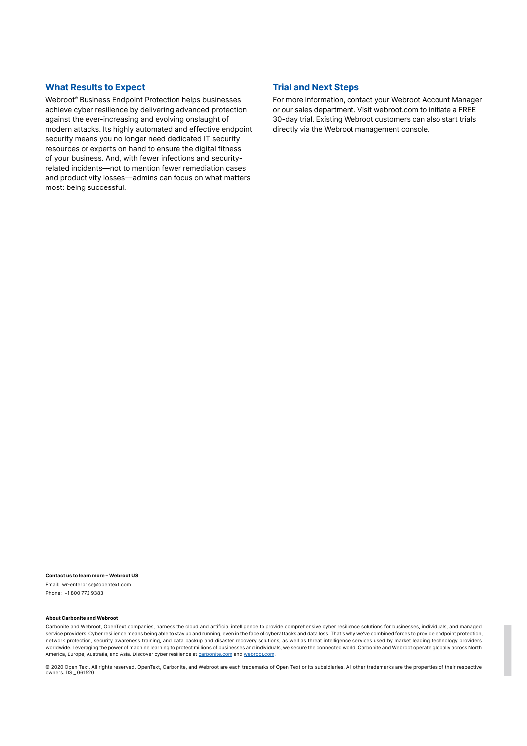## What Results to Expect

Webroot® Business Endpoint Protection helps businesses achieve cyber resilience by delivering advanced protection against the ever-increasing and evolving onslaught of modern attacks. Its highly automated and effective endpoint security means you no longer need dedicated IT security resources or experts on hand to ensure the digital fitness of your business. And, with fewer infections and security-related incidents—not to mention fewer remediation cases and productivity losses—admins can focus on what matters most: being successful.

## Trial and Next Steps

For more information, contact your Webroot Account Manager or our sales department. Visit webroot.com to initiate a FREE 30-day trial. Existing Webroot customers can also start trials directly via the Webroot management console.

**Contact us to learn more – Webroot US**

Email: wr-enterprise@opentext.com

Phone: +1 800 772 9383

**About Carbonite and Webroot**

Carbonite and Webroot, OpenText companies, harness the cloud and artificial intelligence to provide comprehensive cyber resilience solutions for businesses, individuals, and managed service providers. Cyber resilience means being able to stay up and running, even in the face of cyberattacks and data loss. That's why we've combined forces to provide endpoint protection, network protection, security awareness training, and data backup and disaster recovery solutions, as well as threat intelligence services used by market leading technology providers worldwide. Leveraging the power of machine learning to protect millions of businesses and individuals, we secure the connected world. Carbonite and Webroot operate globally across North America, Europe, Australia, and Asia. Discover cyber resilience at [carbonite.com](carbonite.com) and [webroot.com](webroot.com).

© 2020 Open Text. All rights reserved. OpenText, Carbonite, and Webroot are each trademarks of Open Text or its subsidiaries. All other trademarks are the properties of their respective owners. DS _ 061520